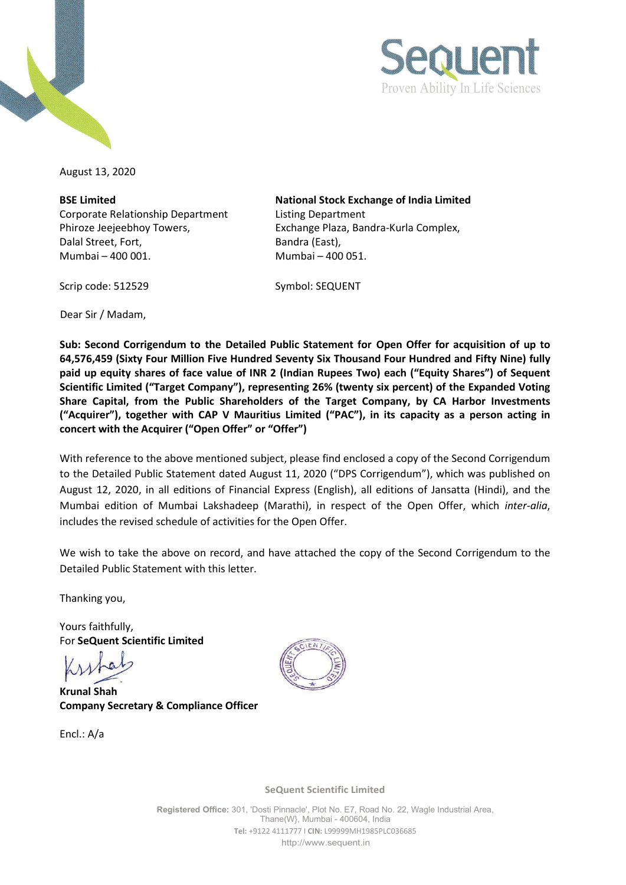August 13, 2020

**BSE Limited**
Corporate Relationship Department
Phiroze Jeejeebhoy Towers,
Dalal Street, Fort,
Mumbai – 400 001.

Scrip code: 512529

**National Stock Exchange of India Limited**
Listing Department
Exchange Plaza, Bandra-Kurla Complex,
Bandra (East),
Mumbai – 400 051.

Symbol: SEQUENT

Dear Sir / Madam,

**Sub: Second Corrigendum to the Detailed Public Statement for Open Offer for acquisition of up to 64,576,459 (Sixty Four Million Five Hundred Seventy Six Thousand Four Hundred and Fifty Nine) fully paid up equity shares of face value of INR 2 (Indian Rupees Two) each ("Equity Shares") of Sequent Scientific Limited ("Target Company"), representing 26% (twenty six percent) of the Expanded Voting Share Capital, from the Public Shareholders of the Target Company, by CA Harbor Investments ("Acquirer"), together with CAP V Mauritius Limited ("PAC"), in its capacity as a person acting in concert with the Acquirer ("Open Offer" or "Offer")**

With reference to the above mentioned subject, please find enclosed a copy of the Second Corrigendum to the Detailed Public Statement dated August 11, 2020 ("DPS Corrigendum"), which was published on August 12, 2020, in all editions of Financial Express (English), all editions of Jansatta (Hindi), and the Mumbai edition of Mumbai Lakshadeep (Marathi), in respect of the Open Offer, which *inter-alia*, includes the revised schedule of activities for the Open Offer.

We wish to take the above on record, and have attached the copy of the Second Corrigendum to the Detailed Public Statement with this letter.

Thanking you,

Yours faithfully,
For **SeQuent Scientific Limited**

**Krunal Shah**
**Company Secretary & Compliance Officer**

Encl.: A/a

**SeQuent Scientific Limited**

**Registered Office:** 301, 'Dosti Pinnacle', Plot No. E7, Road No. 22, Wagle Industrial Area, Thane(W}, Mumbai - 400604, India
**Tel:** +9122 4111777 I **CIN:** L99999MH1985PLC036685
http://www.sequent.in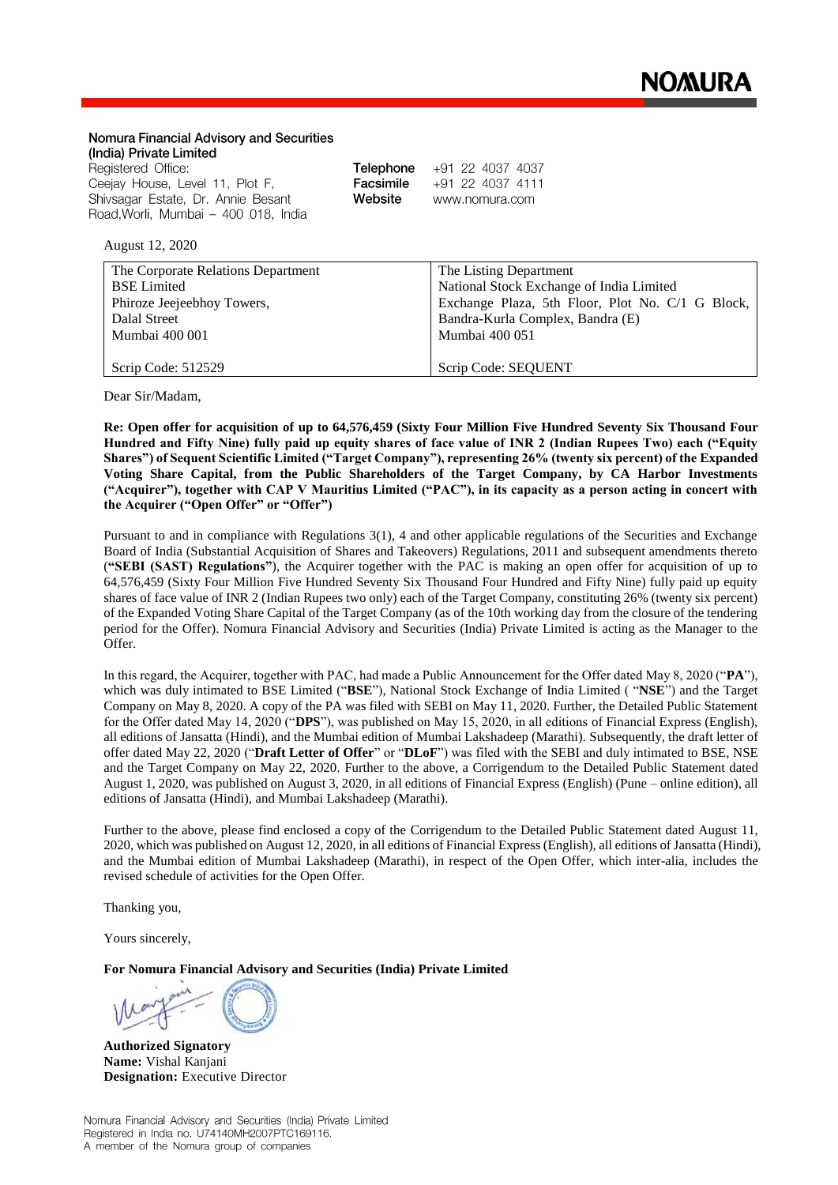**NOMURA**

**Nomura Financial Advisory and Securities (India) Private Limited**
Registered Office:
Ceejay House, Level 11, Plot F,
Shivsagar Estate, Dr. Annie Besant
Road,Worli, Mumbai – 400 018, India

**Telephone** +91 22 4037 4037
**Facsimile** +91 22 4037 4111
**Website** www.nomura.com

August 12, 2020

| The Corporate Relations Department<br>BSE Limited<br>Phiroze Jeejeebhoy Towers,<br>Dalal Street<br>Mumbai 400 001<br><br>Scrip Code: 512529 | The Listing Department<br>National Stock Exchange of India Limited<br>Exchange Plaza, 5th Floor, Plot No. C/1 G Block,<br>Bandra-Kurla Complex, Bandra (E)<br>Mumbai 400 051<br><br>Scrip Code: SEQUENT |
|---|---|

Dear Sir/Madam,

**Re: Open offer for acquisition of up to 64,576,459 (Sixty Four Million Five Hundred Seventy Six Thousand Four Hundred and Fifty Nine) fully paid up equity shares of face value of INR 2 (Indian Rupees Two) each ("Equity Shares") of Sequent Scientific Limited ("Target Company"), representing 26% (twenty six percent) of the Expanded Voting Share Capital, from the Public Shareholders of the Target Company, by CA Harbor Investments ("Acquirer"), together with CAP V Mauritius Limited ("PAC"), in its capacity as a person acting in concert with the Acquirer ("Open Offer" or "Offer")**

Pursuant to and in compliance with Regulations 3(1), 4 and other applicable regulations of the Securities and Exchange Board of India (Substantial Acquisition of Shares and Takeovers) Regulations, 2011 and subsequent amendments thereto (**"SEBI (SAST) Regulations"**), the Acquirer together with the PAC is making an open offer for acquisition of up to 64,576,459 (Sixty Four Million Five Hundred Seventy Six Thousand Four Hundred and Fifty Nine) fully paid up equity shares of face value of INR 2 (Indian Rupees two only) each of the Target Company, constituting 26% (twenty six percent) of the Expanded Voting Share Capital of the Target Company (as of the 10th working day from the closure of the tendering period for the Offer). Nomura Financial Advisory and Securities (India) Private Limited is acting as the Manager to the Offer.

In this regard, the Acquirer, together with PAC, had made a Public Announcement for the Offer dated May 8, 2020 ("**PA**"), which was duly intimated to BSE Limited ("**BSE**"), National Stock Exchange of India Limited ( "**NSE**") and the Target Company on May 8, 2020. A copy of the PA was filed with SEBI on May 11, 2020. Further, the Detailed Public Statement for the Offer dated May 14, 2020 ("**DPS**"), was published on May 15, 2020, in all editions of Financial Express (English), all editions of Jansatta (Hindi), and the Mumbai edition of Mumbai Lakshadeep (Marathi). Subsequently, the draft letter of offer dated May 22, 2020 ("**Draft Letter of Offer**" or "**DLoF**") was filed with the SEBI and duly intimated to BSE, NSE and the Target Company on May 22, 2020. Further to the above, a Corrigendum to the Detailed Public Statement dated August 1, 2020, was published on August 3, 2020, in all editions of Financial Express (English) (Pune – online edition), all editions of Jansatta (Hindi), and Mumbai Lakshadeep (Marathi).

Further to the above, please find enclosed a copy of the Corrigendum to the Detailed Public Statement dated August 11, 2020, which was published on August 12, 2020, in all editions of Financial Express (English), all editions of Jansatta (Hindi), and the Mumbai edition of Mumbai Lakshadeep (Marathi), in respect of the Open Offer, which inter-alia, includes the revised schedule of activities for the Open Offer.

Thanking you,

Yours sincerely,

**For Nomura Financial Advisory and Securities (India) Private Limited**

**Authorized Signatory**
**Name:** Vishal Kanjani
**Designation:** Executive Director

Nomura Financial Advisory and Securities (India) Private Limited
Registered in India no. U74140MH2007PTC169116.
A member of the Nomura group of companies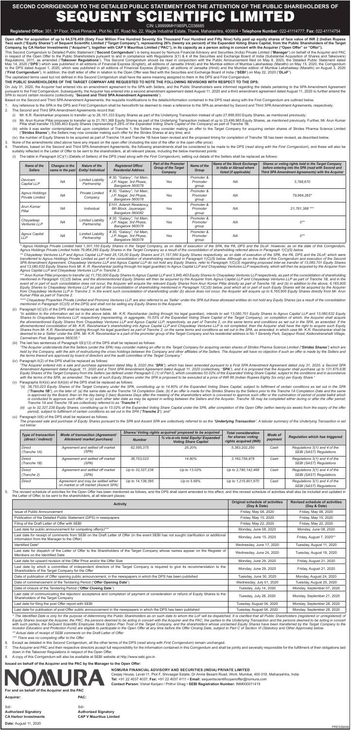# SECOND CORRIGENDUM TO THE DETAILED PUBLIC STATEMENT FOR THE ATTENTION OF THE PUBLIC SHAREHOLDERS OF

# SEQUENT SCIENTIFIC LIMITED

CIN: L99999MH1985PLC036685

**Registered Office:** 301, 3rd Floor, 'Dosti Pinnacle', Plot No. E7, Road No. 22, Wagle Industrial Estate, Thane, Maharashtra, 400604 • **Telephone Number:** 022-41114777; **Fax:** 022-41114754

**Open offer for acquisition of up to 64,576,459 (Sixty Four Million Five Hundred Seventy Six Thousand Four Hundred and Fifty Nine) fully paid up equity shares of face value of INR 2 (Indian Rupees Two) each ("Equity Shares") of Sequent Scientific Limited ("Target Company"), representing 26% (twenty six percent) of the Expanded Voting Share Capital, from the Public Shareholders of the Target Company, by CA Harbor Investments ("Acquirer"), together with CAP V Mauritius Limited ("PAC"), in its capacity as a person acting in concert with the Acquirer ("Open Offer" or "Offer").**

This Second Corrigendum to Detailed Public Statement ("**Second Corrigendum**") is being issued by Nomura Financial Advisory and Securities (India) Private Limited ("**Manager**") on behalf of the Acquirer and PAC in respect of the Open Offer to the Public Shareholders pursuant to and in compliance with Regulations 3(1) & 4 of the Securities and Exchange Board of India (Substantial Acquisition of Shares and Takeovers) Regulations, 2011, as amended ("**Takeover Regulations**"). This Second Corrigendum should be read in conjunction with the Public Announcement filed on May 8, 2020, the Detailed Public Statement dated May 14, 2020 ("**DPS**") which was published in all editions of Financial Express (English), all editions of Jansatta (Hindi) and the Mumbai edition of Mumbai Lakshadeep (Marathi) on May 15, 2020, the Corrigendum to the DPS dated August 1, 2020, which was published in all editions of Financial Express (English), all editions of Jansatta (Hindi) and the Mumbai edition of Mumbai Lakshadeep (Marathi) on August 3, 2020 ("**First Corrigendum**"). In addition, the draft letter of offer in relation to the Open Offer was filed with the Securities and Exchange Board of India ("**SEBI**") on May 22, 2020 ("**DLoF**").

The capitalized terms used but not defined in this Second Corrigendum shall have the same meaning assigned to them in the DPS and First Corrigendum.

**THE PUBLIC SHAREHOLDERS OF THE TARGET COMPANY ARE REQUESTED TO NOTE THE FOLLOWING REVISIONS WITH RESPECT TO THE DPS:**

On July 31, 2020, the Acquirer had entered into an amendment agreement to the SPA with Sellers, and the Public Shareholders were informed regarding the details pertaining to the SPA Amendment Agreement pursuant to the First Corrigendum. Subsequently, the Acquirer has entered into a second amendment agreement dated August 11, 2020 and a third amendment agreement dated August 11, 2020 to further amend the SPA to record certain revisions (collectively, "**Second and Third SPA Amendment Agreements**").

Based on the Second and Third SPA Amendment Agreements, the requisite modifications to the details/information contained in the DPS read along with the First Corrigendum are outlined below.

1. Any reference to the SPA in the DPS and First Corrigendum shall be henceforth be deemed to mean a reference to the SPA as amended by Second and Third SPA Amendment Agreements, respectively.
2. The Second and Third SPA Amendment Agreements record that:
   (i) Mr. K.R. Ravishankar proposes to transfer up to 26,161,333 Equity Shares as part of the Underlying Transaction instead of up to 27,899,930 Equity Shares, as mentioned previously;
   (ii) Mr. Arun Kumar Pillai proposes to transfer up to 21,761,368 Equity Shares as part of the Underlying Transaction instead of up to 23,499,965 Equity Shares, as mentioned previously. Further, Mr. Arun Kumar Pillai shall transfer 15,595,463 Equity Shares *(representing 6.28% of the Expanded Voting Share Capital of the Company)* as part of Tranche 1B;
   (iii) while it was earlier contemplated that upon completion of Tranche 1, the Sellers may consider making an offer to the Target Company for acquiring certain shares of Strides Pharma Science Limited ("**Strides Shares**"), the Sellers may now consider making such offer for the Strides Shares at any time; and
   (iv) the number of Equity Shares to be acquired as part of Tranche 1A and Tranche 1B have been revised and the proposed timing for completion of Tranche 1B has been revised, as described below.
3. None of the amendments cited above have any impact on the open offer (including the size of the offer or the open offer price).
4. Therefore, based on the Second and Third SPA Amendments, the following amendments shall be considered to be made to the DPS *(read along with the First Corrigendum)*, and these will also be suitably reflected in the Letter of Offer to be sent to the shareholders, at all relevant places, including the below mentioned points:
   (i) The table in Paragraph I(C)(1) (Details of Sellers) of the DPS *(read along with the First Corrigendum)*, setting out details of the Sellers shall be replaced as follows:

| Name of the Sellers | Changes in the name in the past | Nature of the Entity/ Individual | Registered Office/ Residential Address | Part of the Promoter Group of the Target Company | Name of the Group | Name of the Stock Exchange in India or Abroad where listed (if applicable) | Shares or voting rights held in the Target Company before entering into the SPA (read with Second and Third SPA Amendment Agreements) with the Acquirer |
|---|---|---|---|---|---|---|---|
| Devicam Capital LLP | NA | Limited Liability Partnership | # 30, "Galaxy", 1st Main, J.P. Nagar, 3rd Phase, Bangalore 560078 | Yes | Promoter & Promoter group | NA | 3,788,670 |
| Agnus Holdings Private Limited | NA | Private Limited Company | # 30, "Galaxy", 1st Main, J.P. Nagar, 3rd Phase, Bangalore 560078 | Yes | Promoter & Promoter group | NA | 79,964,265* |
| Arun Kumar Pillai | NA | Individual | E101, Adarsh Residency, 8th Block, Jayanagar, Bangalore 560082 | Yes | Promoter & Promoter group | NA | 21,761,368 *** |
| Chayadeep Ventures LLP | NA | Limited Liability Partnership | # 30, "Galaxy", 1st Main, J.P. Nagar, 3rd Phase, Bangalore 560078 | Yes | Promoter & Promoter group | NA | 0** |
| Agnus Capital LLP | NA | Limited Liability Partnership | # 30, "Galaxy", 1st Main, J.P. Nagar, 3rd Phase, Bangalore 560078 | Yes | Promoter & Promoter group | NA | 0** |

*\* Agnus Holdings Private Limited held 1,301,150 Equity Shares in the Target Company, as on date of execution of the SPA, the PA, DPS and the DLoF. However, as on the date of this Corrigendum, Agnus Holdings Private Limited holds 79,964,265 Equity Shares in the Target Company as a result of the consolidation of shareholding referred above in Paragraph 1(C)(5) below.*

*\*\* Chayadeep Ventures LLP and Agnus Capital LLP held 25,125,00 Equity Shares and 21,157,560 Equity Shares respectively, as on date of execution of the SPA, the PA, DPS and the DLoF, which were transferred to Agnus Holdings Private Limited as part of the consolidation of shareholding mentioned in Paragraph 1(C)(5) below. Although as on the date of this Corrigendum and execution of the Second SPA Amendment Agreement, Chayadeep Ventures LLP and Agnus Capital LLP do not hold any Equity Shares, refer to Paragraph 1(C)(3) regarding proposed inter-se transfer of 13,080,701 Equity Shares and 13,080,632 Equity Shares from Mr. K. R. Ravishankar (acting through his legal guardian) to Agnus Capital LLP and Chayadeep Ventures LLP respectively, which will then be acquired by the Acquirer from Agnus Capital LLP and Chayadeep Ventures LLP in Tranche 2.*

*\*\*\* Arun Kumar Pillai proposes to transfer (a) 11,750,000 Equity Shares to Agnus Capital LLP and 3,845,463 Equity Shares to Chayadeep Ventures LLP respectively, as part of the consolidation of shareholding mentioned in Paragraph 1(C)(5) below, and the aforementioned Equity Shares will then be acquired by the Acquirer from Agnus Capital LLP and Chayadeep Ventures LLP as part of Tranche 1B, and in the event all or part of such consolidation does not occur, the Acquirer will acquire the relevant Equity Shares from Arun Kumar Pillai directly as part of Tranche 1B; and (b) in addition to the above, 6,165,905 Equity Shares to Chayadeep Ventures LLP as part of the consolidation of shareholding mentioned in Paragraph 1(C)(5) below, post which all or part of such Equity Shares will be acquired by the Acquirer from Chayadeep Ventures LLP in Tranche 2. In the event such consolidation of shareholding under (b) above does not occur, the Acquirer will acquire up to 6,165,905 Equity Shares directly from Mr. Arun Kumar Pillai as part of Tranche 2.*

*\*\*\*\* Chayadeep Properties Private Limited and Pronomz Ventures LLP, are also referred to as 'Seller' under the SPA but these aforesaid entities do not hold any Equity Shares (as a result of the consolidation mentioned in Paragraph I(C)(5) of the DPS) and shall not be selling any Equity Shares to the Acquirer.*

(ii) Paragraph I(C)(3) of the DPS shall be replaced as follows:

*"In addition to the information set out in the above table, Mr. K.R. Ravishankar (acting through his legal guardian), intends to sell 13,080,701 Equity Shares to Agnus Capital LLP and 13,080,632 Equity Shares to Chayadeep Ventures LLP, respectively (representing, in aggregate, 10.53% of the Expanded Voting Share Capital of the Target Company), on completion of which, the Acquirer shall acquire the aforementioned Equity Shares from Chayadeep Ventures LLP and Agnus Capital LLP, respectively, as part of Tranche 2, on the same terms and conditions as set out in the SPA, as amended. If the aforementioned consolidation of Mr. K.R. Ravishankar's shareholding into Agnus Capital LLP and Chayadeep Ventures LLP is not completed, then the Acquirer shall have the right to acquire such Equity Shares from Mr. K.R. Ravishankar (acting through his legal guardian) as part of Tranche 2, on the same terms and conditions as set out in the SPA, as amended, in which case Mr. K.R. Ravishankar shall be deemed to be a 'Seller' under the SPA. Mr. K.R. Ravishankar is a part of the promoter group of the Target Company and his residential address is No 1 Serenity Park, Sarjapur Road, Kaikondranahalli Village, Carmelram Post, Bangalore 560035."*

(iii) The last two sentences of Paragraph I(E)(13) of the DPS shall be replaced as follows:

*"The Acquirer understands that the Sellers (under the SPA) may consider making an offer to the Target Company for acquiring certain shares of Strides Pharma Science Limited ("**Strides Shares**") which are held by the Company, with the aim of restructuring the cross holdings between the Company and other affiliates of the Sellers. The Acquirer will have no objection if such an offer is made by the Sellers and the terms thereof are approved by board of directors and the audit committee of the Target Company."*

(iv) Paragraph II(2) of the DPS shall be replaced as follows:

*"The Acquirer entered into a sale and purchase agreement dated May 8, 2020 (the "**SPA**"), which has been amended pursuant to a First SPA Amendment Agreement dated July 31, 2020, a Second SPA Amendment Agreement dated August 11, 2020 and a Third SPA Amendment Agreement dated August 11, 2020 (collectively, "**SPA**"), and it is proposed that the Acquirer shall purchase up to 131,675,636 Equity Shares of the Target Company from the Sellers (as defined under Paragraph C (1) of Part I), which constitutes 53.02% of the Expanded Voting Share Capital, subject to the conditions and in accordance with the terms of the SPA, as amended. The sale of such Equity Shares under the SPA is proposed to be executed at a price of INR 86 (Indian Rupees Eighty Six only) per Equity Share."*

(v) Paragraphs II(4)(ii) and II(4)(iii) of the DPS shall be replaced as follows:

*"(ii) 36,753,023 Equity Shares of the Target Company under the SPA, constituting up to 14.80% of the Expanded Voting Share Capital, subject to fulfillment of certain conditions as set out in the SPA ("**Tranche 1B**"), on the later of: (a) the same date as the Tranche 1A Completion Date; (b) if an offer is made for the Strides Shares by the Sellers prior to the Tranche 1A Completion Date and the same is approved by the Board, then on the day being 2 (two) Business Days after the meeting of the shareholders which is convened to approve such offer or the culmination of period of postal ballot which is conducted to approve such offer; or (c) such other later date as may be agreed in writing between the Sellers and the Acquirer. Tranche 1B may be completed either during or after the offer period; Tranche 1A and Tranche 1B are collectively referred to as "**Tranche 1**";*

*(iii) up to 32,327,238 Equity Shares, constituting up to 13.02% of the Expanded Voting Share Capital under the SPA, after completion of the Open Offer (within twenty-six weeks from the expiry of the offer period), subject to fulfillment of certain conditions as set out in the SPA ("**Tranche 2**"); and"*

(vi) Paragraph II(6) of the DPS shall be replaced as follows:

*The proposed sale and purchase of Equity Shares pursuant to the SPA and Ascent SPA are collectively referred to as the "**Underlying Transaction**". A tabular summary of the Underlying Transaction is set out below:*

| Type of transaction (direct / indirect) | Mode of transaction (Agreement/ Allotment/ market purchase) | Shares/ Voting rights acquired/ proposed to be acquired | | Total consideration for shares/ voting rights acquired (INR) | Mode of payment | Regulation which has triggered |
|---|---|---|---|---|---|---|
| | | Number | % vis-à-vis total Equity/ Expanded Voting Share Capital | | | |
| Direct (Tranche 1A) | Agreement and settled off market (SPA) | 62,595,375 | 25.20% | 5,383,202,250 | Cash | Regulations 3(1) and 4 of the SEBI (SAST) Regulations |
| Direct (Tranche 1B) | Agreement and settled off market (SPA) | 36,753,023 | 14.80% | 3,160,759,978 | Cash | Regulations 3(1) and 4 of the SEBI (SAST) Regulations |
| Direct (Tranche 2) | Agreement and settled off market (SPA) | Up to 32,327,238 | Up to 13.02% | Up to 2,780,142,468 | Cash | Regulations 3(1) and 4 of the SEBI (SAST) Regulations |
| Direct | Agreement and may be settled either on market or off market (Ascent SPA) | Up to 14,138,395 | Up to 5.69% | Up to 1,215,901,970 | Cash | Regulations 3(1) and 4 of the SEBI (SAST) Regulations |

5. The revised schedule of activities for the Open Offer has been mentioned as follows, and the DPS shall stand amended to this effect; and this revised schedule of activities shall also be included and updated in the Letter of Offer, to be sent to the shareholders, at all relevant places:

| Activity | Original schedule of activities (Day & Date) | Revised schedule of activities (Day & Date) |
|---|---|---|
| Issue of Public Announcement | Friday, May 08, 2020 | Friday, May 08, 2020 |
| Publication of the Detailed Public Statement (DPS) in newspapers | Friday, May 15, 2020 | Friday, May 15, 2020 |
| Filing of the Draft Letter of Offer with SEBI | Friday, May 22, 2020 | Friday, May 22, 2020 |
| Last date for public announcement for competing offer(s)*** | Monday, June 08, 2020 | Monday, June 08, 2020 |
| Last date for receipt of comments from SEBI on the Draft Letter of Offer (in the event SEBI has not sought clarification or additional information from the Manager to the Offer) | Monday, June 15, 2020 | Friday, August 7, 2020** |
| Identified Date* | Wednesday, June 17, 2020 | Tuesday, August 11, 2020 |
| Last date for dispatch of the Letter of Offer to the Shareholders of the Target Company whose names appear on the Register of Members on the Identified Date | Wednesday, June 24, 2020 | Tuesday, August 18, 2020 |
| Last date for upward revision of the Offer Price and/or the Offer Size | Monday, June 29, 2020 | Friday, August 21, 2020 |
| Last date by which a committee of independent directors of the Target Company is required to give its recommendation to the Shareholders of the Target Company for the Offer | Monday, June 29, 2020 | Friday, August 21, 2020 |
| Date of publication of Offer opening public announcement, in the newspapers in which the DPS has been published | Tuesday, June 30, 2020 | Monday, August 24, 2020 |
| Date of commencement of the Tendering Period ("**Offer Opening Date**") | Wednesday, July 01, 2020 | Tuesday, August 25, 2020 |
| Date of closure of the Tendering Period ("**Offer Closing Date**") | Tuesday, July 14, 2020 | Monday, September 07, 2020 |
| Last date of communicating the rejection/ acceptance and completion of payment of consideration or refund of Equity Shares to the Shareholders of the Target Company | Tuesday, July 28, 2020 | Monday, September 21, 2020 |
| Last date for filing the post Offer report with SEBI | Tuesday, August 04, 2020 | Monday, September 28, 2020 |
| Last date for publication of post-Offer public announcement in the newspapers in which the DPS has been published | Tuesday, August 04, 2020 | Monday, September 28, 2020 |

*\* The Identified Date is only for the purpose of determining the Public Shareholders as on such date to whom the LoF will be dispatched. It is clarified that all Public Shareholders (registered or unregistered) of Equity Shares (except the Acquirer, the PAC, the persons deemed to be acting in concert with the Acquirer and the PAC, the parties to the Underlying Transaction and the persons deemed to be acting in concert with such parties, the SeQuent Scientific Employee Stock Option Plan Trust of the Target Company, and the shareholders whose unclaimed Equity Shares have been transferred by the Target Company to the Investor Education and Protection Fund) are eligible to participate in the Open Offer at any time before the Offer Closing Date, subject to Part C of Section VI (Statutory and Other Approvals) below.*

*\*\* Actual date of receipt of SEBI comments on the Draft Letter of Offer*

*\*\*\* There was no competing offer to the Offer*

6. Except as detailed in this Second Corrigendum, all the other terms of the DPS *(read along with First Corrigendum)* remain unchanged.
7. The Acquirer and PAC and their respective directors accept full responsibility for the information contained in this Corrigendum and shall be jointly and severally responsible for the fulfillment of their obligations laid down in the Takeover Regulations in respect of the Open Offer.
8. A copy of this Corrigendum will also be available at SEBI website at http://www.sebi.gov.in.

**Issued on behalf of the Acquirer and the PAC by the Manager to the Open Offer:**

NOMURA

**NOMURA FINANCIAL ADVISORY AND SECURITIES (INDIA) PRIVATE LIMITED**
Ceejay House, Level-11, Plot F, Shivsagar Estate, Dr Annie Besant Road, Worli, Mumbai, 400 018, Maharashtra, India
**Tel:** +91 22 4037 4037; **Fax:** +91 22 4037 4111 • **Email:** sequentscientificopenoffer@nomura.com
**Contact Person:** Vishal Kanjani / Prithvi Ghag • **SEBI Registration Number:** INM000011419

**For and on behalf of the Acquirer and the PAC**

| **Acquirer:** | **PAC:** |
|---|---|
| Sd/- | Sd/- |
| **Authorized Signatory** | **Authorized Signatory** |
| **CA Harbor Investments** | **CAP V Mauritius Limited** |

**Date:** August 11, 2020